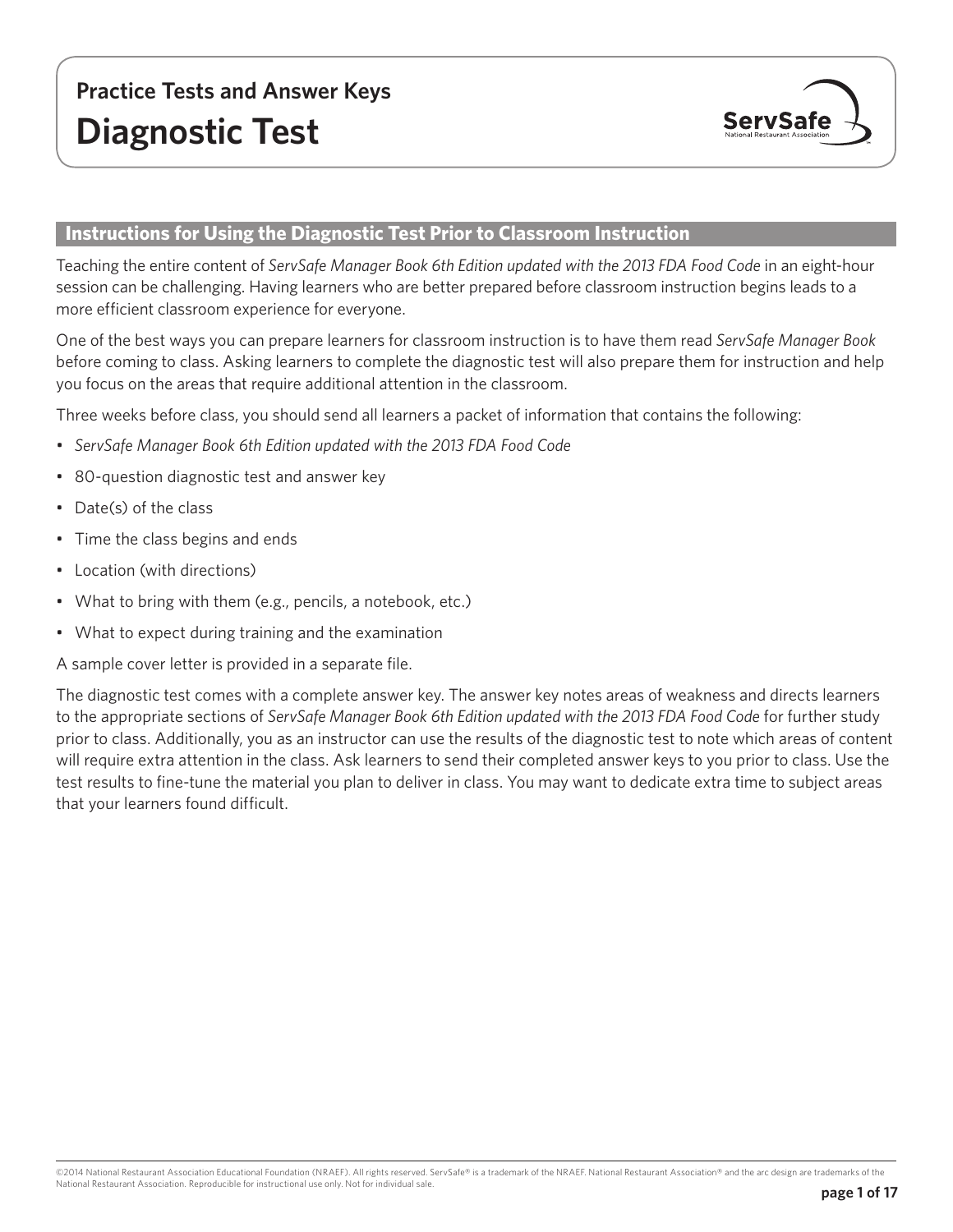# Practice Tests and Answer Keys

# Diagnostic Test

## Instructions for Using the Diagnostic Test Prior to Classroom Instruction

Teaching the entire content of *ServSafe Manager Book 6th Edition updated with the 2013 FDA Food Code* in an eight-hour session can be challenging. Having learners who are better prepared before classroom instruction begins leads to a more efficient classroom experience for everyone.

One of the best ways you can prepare learners for classroom instruction is to have them read *ServSafe Manager Book* before coming to class. Asking learners to complete the diagnostic test will also prepare them for instruction and help you focus on the areas that require additional attention in the classroom.

Three weeks before class, you should send all learners a packet of information that contains the following:

- *ServSafe Manager Book 6th Edition updated with the 2013 FDA Food Code*
- 80-question diagnostic test and answer key
- Date(s) of the class
- Time the class begins and ends
- Location (with directions)
- What to bring with them (e.g., pencils, a notebook, etc.)
- What to expect during training and the examination

A sample cover letter is provided in a separate file.

The diagnostic test comes with a complete answer key. The answer key notes areas of weakness and directs learners to the appropriate sections of *ServSafe Manager Book 6th Edition updated with the 2013 FDA Food Code* for further study prior to class. Additionally, you as an instructor can use the results of the diagnostic test to note which areas of content will require extra attention in the class. Ask learners to send their completed answer keys to you prior to class. Use the test results to fine-tune the material you plan to deliver in class. You may want to dedicate extra time to subject areas that your learners found difficult.

©2014 National Restaurant Association Educational Foundation (NRAEF). All rights reserved. ServSafe® is a trademark of the NRAEF. National Restaurant Association® and the arc design are trademarks of the National Restaurant Association. Reproducible for instructional use only. Not for individual sale.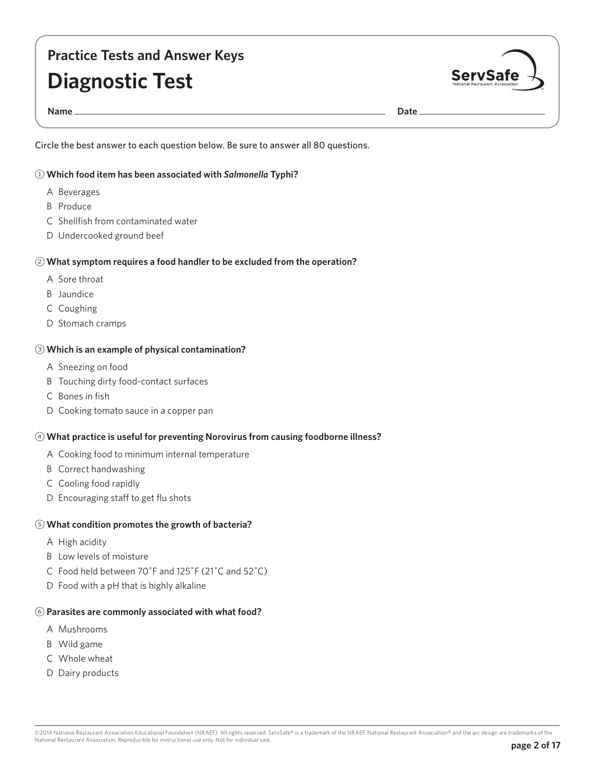## Practice Tests and Answer Keys

# Diagnostic Test

**Name** ______________________________ **Date** ______________

Circle the best answer to each question below. Be sure to answer all 80 questions.

1. **Which food item has been associated with *Salmonella* Typhi?**
   - A Beverages
   - B Produce
   - C Shellfish from contaminated water
   - D Undercooked ground beef

2. **What symptom requires a food handler to be excluded from the operation?**
   - A Sore throat
   - B Jaundice
   - C Coughing
   - D Stomach cramps

3. **Which is an example of physical contamination?**
   - A Sneezing on food
   - B Touching dirty food-contact surfaces
   - C Bones in fish
   - D Cooking tomato sauce in a copper pan

4. **What practice is useful for preventing Norovirus from causing foodborne illness?**
   - A Cooking food to minimum internal temperature
   - B Correct handwashing
   - C Cooling food rapidly
   - D Encouraging staff to get flu shots

5. **What condition promotes the growth of bacteria?**
   - A High acidity
   - B Low levels of moisture
   - C Food held between 70˚F and 125˚F (21˚C and 52˚C)
   - D Food with a pH that is highly alkaline

6. **Parasites are commonly associated with what food?**
   - A Mushrooms
   - B Wild game
   - C Whole wheat
   - D Dairy products

©2014 National Restaurant Association Educational Foundation (NRAEF). All rights reserved. ServSafe® is a trademark of the NRAEF. National Restaurant Association® and the arc design are trademarks of the National Restaurant Association. Reproducible for instructional use only. Not for individual sale.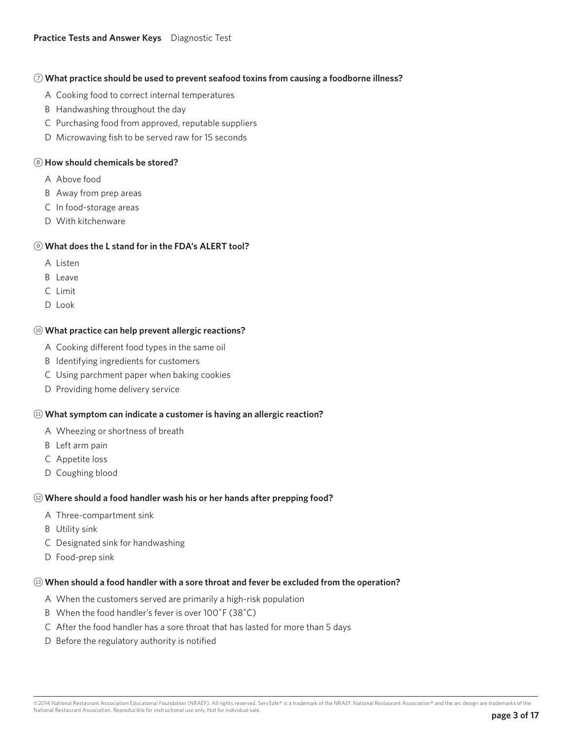7. **What practice should be used to prevent seafood toxins from causing a foodborne illness?**

   A Cooking food to correct internal temperatures
   B Handwashing throughout the day
   C Purchasing food from approved, reputable suppliers
   D Microwaving fish to be served raw for 15 seconds

8. **How should chemicals be stored?**

   A Above food
   B Away from prep areas
   C In food-storage areas
   D With kitchenware

9. **What does the L stand for in the FDA's ALERT tool?**

   A Listen
   B Leave
   C Limit
   D Look

10. **What practice can help prevent allergic reactions?**

    A Cooking different food types in the same oil
    B Identifying ingredients for customers
    C Using parchment paper when baking cookies
    D Providing home delivery service

11. **What symptom can indicate a customer is having an allergic reaction?**

    A Wheezing or shortness of breath
    B Left arm pain
    C Appetite loss
    D Coughing blood

12. **Where should a food handler wash his or her hands after prepping food?**

    A Three-compartment sink
    B Utility sink
    C Designated sink for handwashing
    D Food-prep sink

13. **When should a food handler with a sore throat and fever be excluded from the operation?**

    A When the customers served are primarily a high-risk population
    B When the food handler's fever is over 100˚F (38˚C)
    C After the food handler has a sore throat that has lasted for more than 5 days
    D Before the regulatory authority is notified

©2014 National Restaurant Association Educational Foundation (NRAEF). All rights reserved. ServSafe® is a trademark of the NRAEF. National Restaurant Association® and the arc design are trademarks of the National Restaurant Association. Reproducible for instructional use only. Not for individual sale.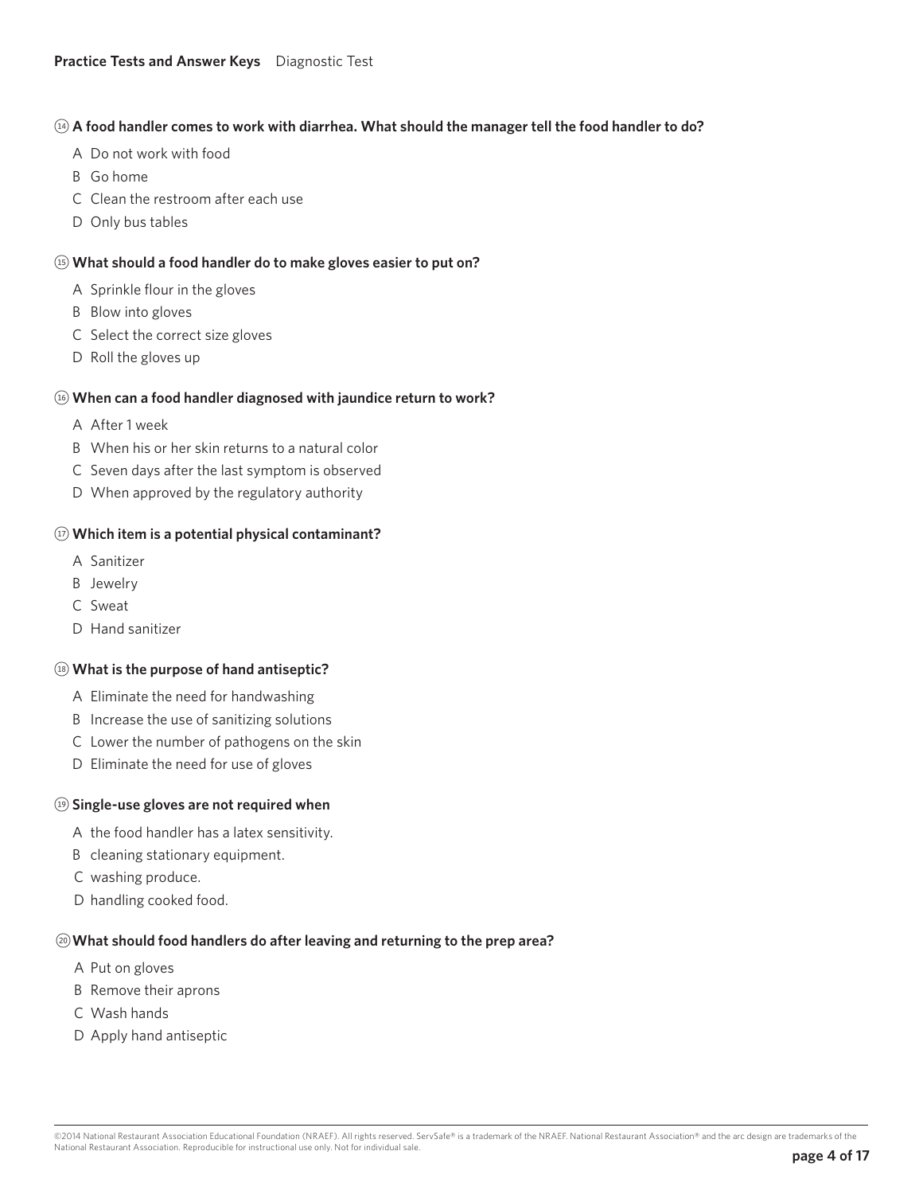**14 A food handler comes to work with diarrhea. What should the manager tell the food handler to do?**

A Do not work with food

B Go home

C Clean the restroom after each use

D Only bus tables

**15 What should a food handler do to make gloves easier to put on?**

A Sprinkle flour in the gloves

B Blow into gloves

C Select the correct size gloves

D Roll the gloves up

**16 When can a food handler diagnosed with jaundice return to work?**

A After 1 week

B When his or her skin returns to a natural color

C Seven days after the last symptom is observed

D When approved by the regulatory authority

**17 Which item is a potential physical contaminant?**

A Sanitizer

B Jewelry

C Sweat

D Hand sanitizer

**18 What is the purpose of hand antiseptic?**

A Eliminate the need for handwashing

B Increase the use of sanitizing solutions

C Lower the number of pathogens on the skin

D Eliminate the need for use of gloves

**19 Single-use gloves are not required when**

A the food handler has a latex sensitivity.

B cleaning stationary equipment.

C washing produce.

D handling cooked food.

**20 What should food handlers do after leaving and returning to the prep area?**

A Put on gloves

B Remove their aprons

C Wash hands

D Apply hand antiseptic

©2014 National Restaurant Association Educational Foundation (NRAEF). All rights reserved. ServSafe® is a trademark of the NRAEF. National Restaurant Association® and the arc design are trademarks of the National Restaurant Association. Reproducible for instructional use only. Not for individual sale.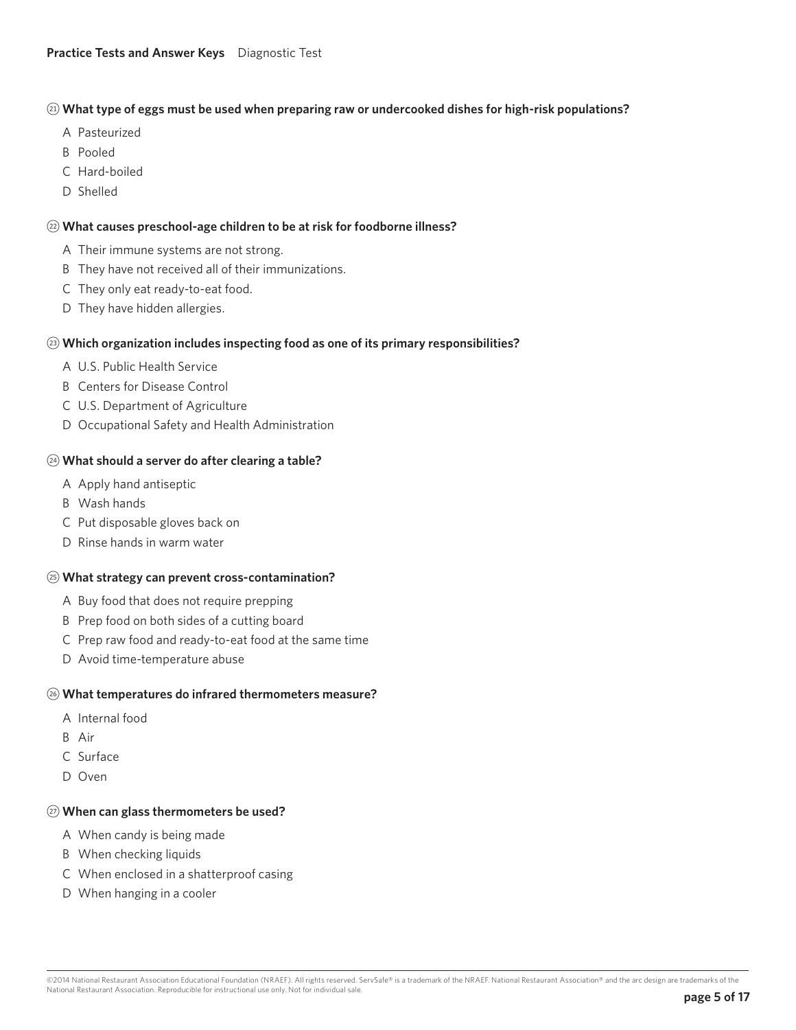21. **What type of eggs must be used when preparing raw or undercooked dishes for high-risk populations?**

   A Pasteurized
   B Pooled
   C Hard-boiled
   D Shelled

22. **What causes preschool-age children to be at risk for foodborne illness?**

   A Their immune systems are not strong.
   B They have not received all of their immunizations.
   C They only eat ready-to-eat food.
   D They have hidden allergies.

23. **Which organization includes inspecting food as one of its primary responsibilities?**

   A U.S. Public Health Service
   B Centers for Disease Control
   C U.S. Department of Agriculture
   D Occupational Safety and Health Administration

24. **What should a server do after clearing a table?**

   A Apply hand antiseptic
   B Wash hands
   C Put disposable gloves back on
   D Rinse hands in warm water

25. **What strategy can prevent cross-contamination?**

   A Buy food that does not require prepping
   B Prep food on both sides of a cutting board
   C Prep raw food and ready-to-eat food at the same time
   D Avoid time-temperature abuse

26. **What temperatures do infrared thermometers measure?**

   A Internal food
   B Air
   C Surface
   D Oven

27. **When can glass thermometers be used?**

   A When candy is being made
   B When checking liquids
   C When enclosed in a shatterproof casing
   D When hanging in a cooler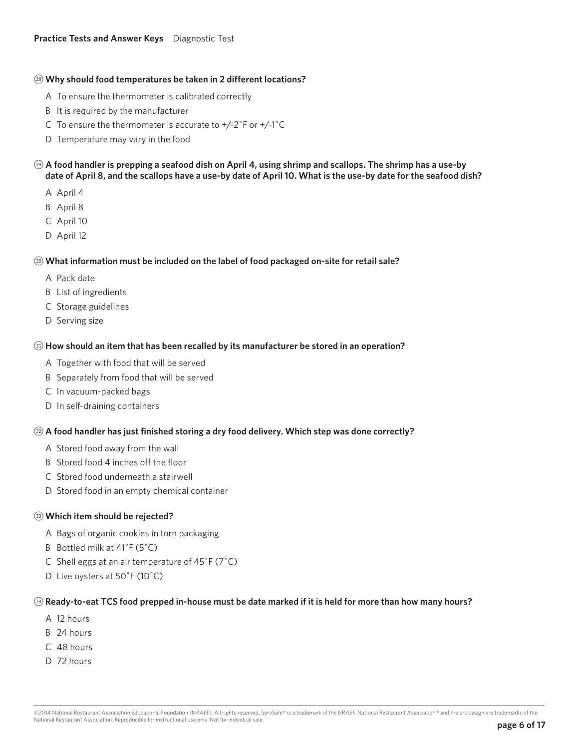**28 Why should food temperatures be taken in 2 different locations?**

A To ensure the thermometer is calibrated correctly

B It is required by the manufacturer

C To ensure the thermometer is accurate to +/-2˚F or +/-1˚C

D Temperature may vary in the food

**29 A food handler is prepping a seafood dish on April 4, using shrimp and scallops. The shrimp has a use-by date of April 8, and the scallops have a use-by date of April 10. What is the use-by date for the seafood dish?**

A April 4

B April 8

C April 10

D April 12

**30 What information must be included on the label of food packaged on-site for retail sale?**

A Pack date

B List of ingredients

C Storage guidelines

D Serving size

**31 How should an item that has been recalled by its manufacturer be stored in an operation?**

A Together with food that will be served

B Separately from food that will be served

C In vacuum-packed bags

D In self-draining containers

**32 A food handler has just finished storing a dry food delivery. Which step was done correctly?**

A Stored food away from the wall

B Stored food 4 inches off the floor

C Stored food underneath a stairwell

D Stored food in an empty chemical container

**33 Which item should be rejected?**

A Bags of organic cookies in torn packaging

B Bottled milk at 41˚F (5˚C)

C Shell eggs at an air temperature of 45˚F (7˚C)

D Live oysters at 50˚F (10˚C)

**34 Ready-to-eat TCS food prepped in-house must be date marked if it is held for more than how many hours?**

A 12 hours

B 24 hours

C 48 hours

D 72 hours

©2014 National Restaurant Association Educational Foundation (NRAEF). All rights reserved. ServSafe® is a trademark of the NRAEF. National Restaurant Association® and the arc design are trademarks of the National Restaurant Association. Reproducible for instructional use only. Not for individual sale.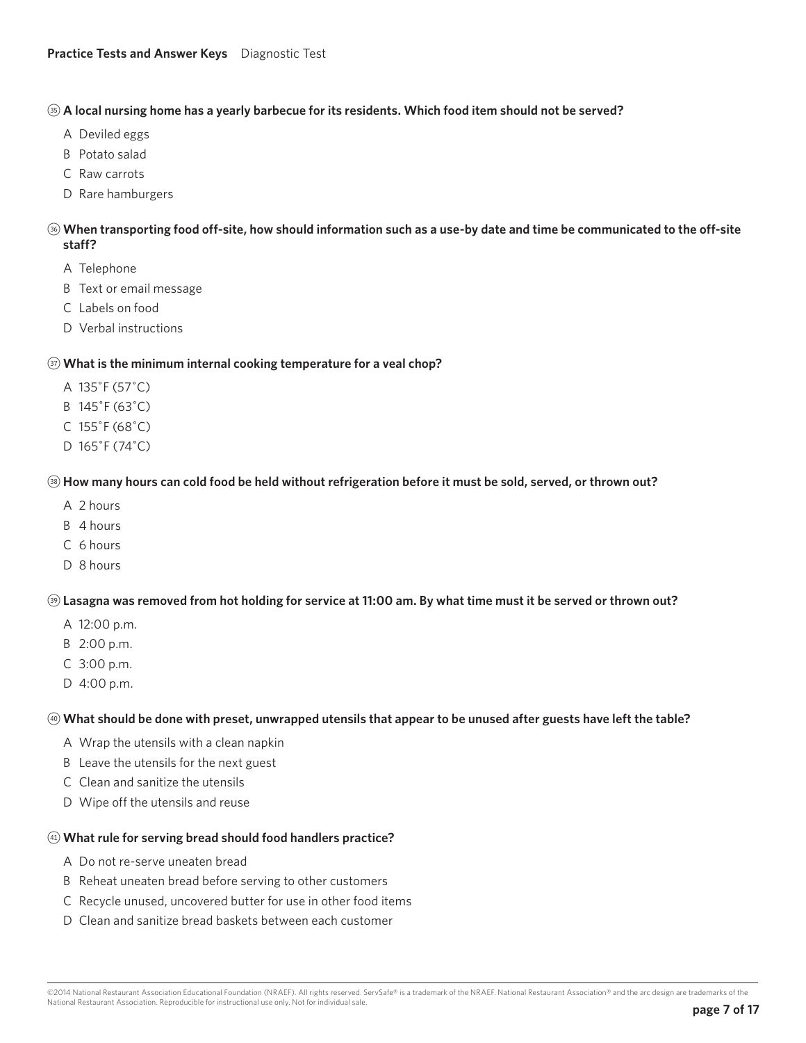**35** **A local nursing home has a yearly barbecue for its residents. Which food item should not be served?**

A Deviled eggs
B Potato salad
C Raw carrots
D Rare hamburgers

**36** **When transporting food off-site, how should information such as a use-by date and time be communicated to the off-site staff?**

A Telephone
B Text or email message
C Labels on food
D Verbal instructions

**37** **What is the minimum internal cooking temperature for a veal chop?**

A 135˚F (57˚C)
B 145˚F (63˚C)
C 155˚F (68˚C)
D 165˚F (74˚C)

**38** **How many hours can cold food be held without refrigeration before it must be sold, served, or thrown out?**

A 2 hours
B 4 hours
C 6 hours
D 8 hours

**39** **Lasagna was removed from hot holding for service at 11:00 am. By what time must it be served or thrown out?**

A 12:00 p.m.
B 2:00 p.m.
C 3:00 p.m.
D 4:00 p.m.

**40** **What should be done with preset, unwrapped utensils that appear to be unused after guests have left the table?**

A Wrap the utensils with a clean napkin
B Leave the utensils for the next guest
C Clean and sanitize the utensils
D Wipe off the utensils and reuse

**41** **What rule for serving bread should food handlers practice?**

A Do not re-serve uneaten bread
B Reheat uneaten bread before serving to other customers
C Recycle unused, uncovered butter for use in other food items
D Clean and sanitize bread baskets between each customer

©2014 National Restaurant Association Educational Foundation (NRAEF). All rights reserved. ServSafe® is a trademark of the NRAEF. National Restaurant Association® and the arc design are trademarks of the National Restaurant Association. Reproducible for instructional use only. Not for individual sale.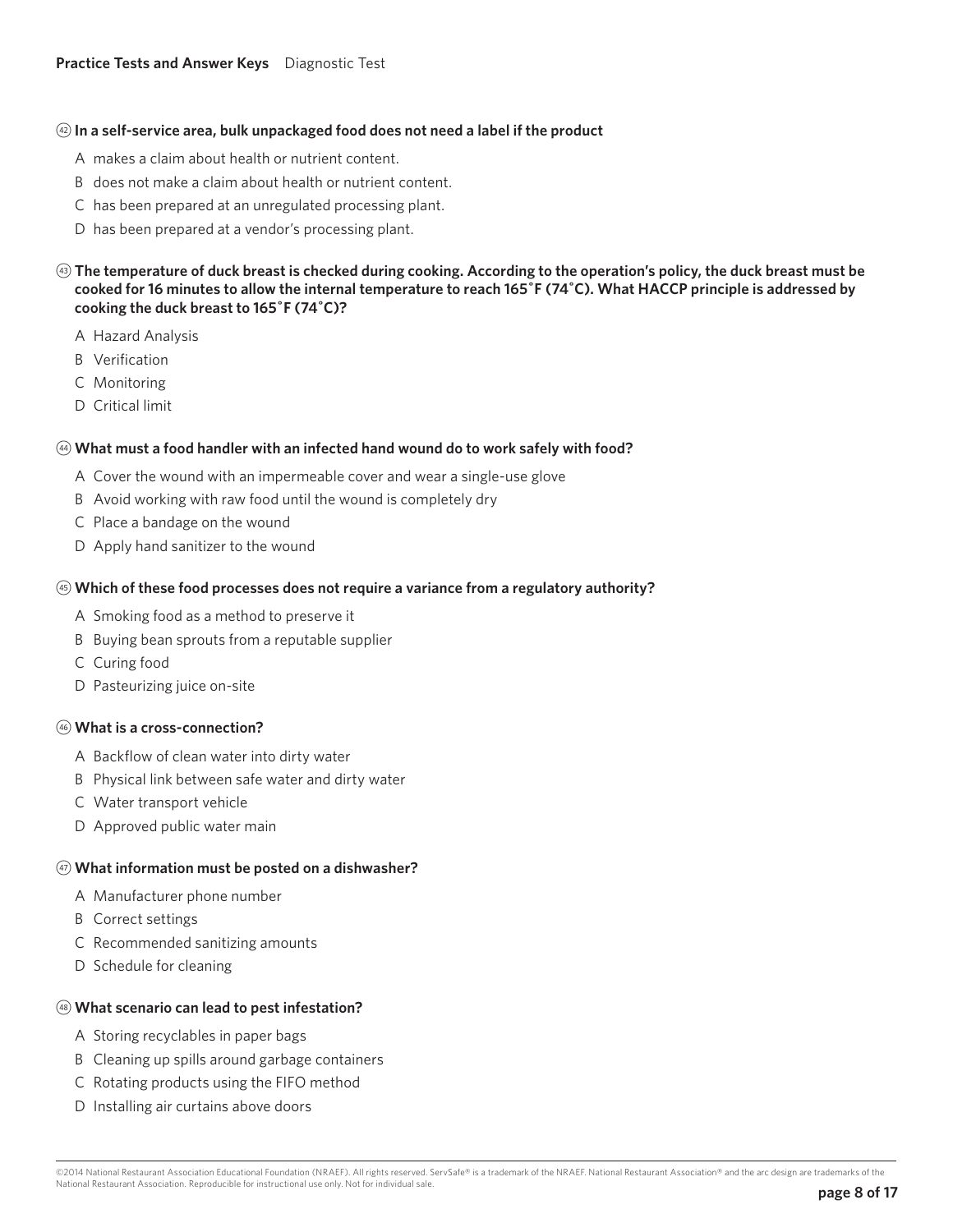**42** **In a self-service area, bulk unpackaged food does not need a label if the product**

- A makes a claim about health or nutrient content.
- B does not make a claim about health or nutrient content.
- C has been prepared at an unregulated processing plant.
- D has been prepared at a vendor's processing plant.

**43** **The temperature of duck breast is checked during cooking. According to the operation's policy, the duck breast must be cooked for 16 minutes to allow the internal temperature to reach 165˚F (74˚C). What HACCP principle is addressed by cooking the duck breast to 165˚F (74˚C)?**

- A Hazard Analysis
- B Verification
- C Monitoring
- D Critical limit

**44** **What must a food handler with an infected hand wound do to work safely with food?**

- A Cover the wound with an impermeable cover and wear a single-use glove
- B Avoid working with raw food until the wound is completely dry
- C Place a bandage on the wound
- D Apply hand sanitizer to the wound

**45** **Which of these food processes does not require a variance from a regulatory authority?**

- A Smoking food as a method to preserve it
- B Buying bean sprouts from a reputable supplier
- C Curing food
- D Pasteurizing juice on-site

**46** **What is a cross-connection?**

- A Backflow of clean water into dirty water
- B Physical link between safe water and dirty water
- C Water transport vehicle
- D Approved public water main

**47** **What information must be posted on a dishwasher?**

- A Manufacturer phone number
- B Correct settings
- C Recommended sanitizing amounts
- D Schedule for cleaning

**48** **What scenario can lead to pest infestation?**

- A Storing recyclables in paper bags
- B Cleaning up spills around garbage containers
- C Rotating products using the FIFO method
- D Installing air curtains above doors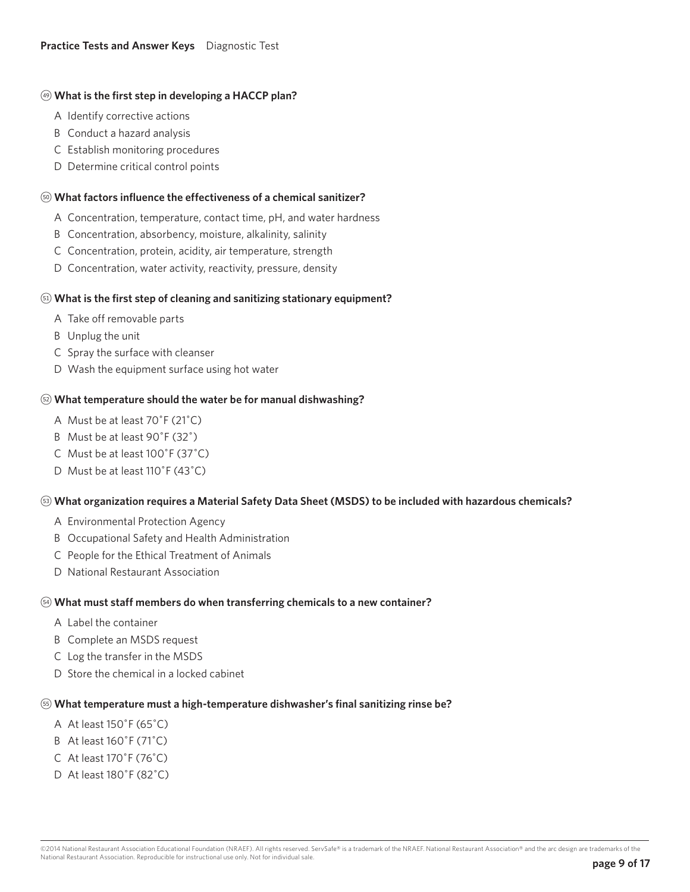49. **What is the first step in developing a HACCP plan?**
   - A Identify corrective actions
   - B Conduct a hazard analysis
   - C Establish monitoring procedures
   - D Determine critical control points

50. **What factors influence the effectiveness of a chemical sanitizer?**
   - A Concentration, temperature, contact time, pH, and water hardness
   - B Concentration, absorbency, moisture, alkalinity, salinity
   - C Concentration, protein, acidity, air temperature, strength
   - D Concentration, water activity, reactivity, pressure, density

51. **What is the first step of cleaning and sanitizing stationary equipment?**
   - A Take off removable parts
   - B Unplug the unit
   - C Spray the surface with cleanser
   - D Wash the equipment surface using hot water

52. **What temperature should the water be for manual dishwashing?**
   - A Must be at least 70˚F (21˚C)
   - B Must be at least 90˚F (32˚)
   - C Must be at least 100˚F (37˚C)
   - D Must be at least 110˚F (43˚C)

53. **What organization requires a Material Safety Data Sheet (MSDS) to be included with hazardous chemicals?**
   - A Environmental Protection Agency
   - B Occupational Safety and Health Administration
   - C People for the Ethical Treatment of Animals
   - D National Restaurant Association

54. **What must staff members do when transferring chemicals to a new container?**
   - A Label the container
   - B Complete an MSDS request
   - C Log the transfer in the MSDS
   - D Store the chemical in a locked cabinet

55. **What temperature must a high-temperature dishwasher's final sanitizing rinse be?**
   - A At least 150˚F (65˚C)
   - B At least 160˚F (71˚C)
   - C At least 170˚F (76˚C)
   - D At least 180˚F (82˚C)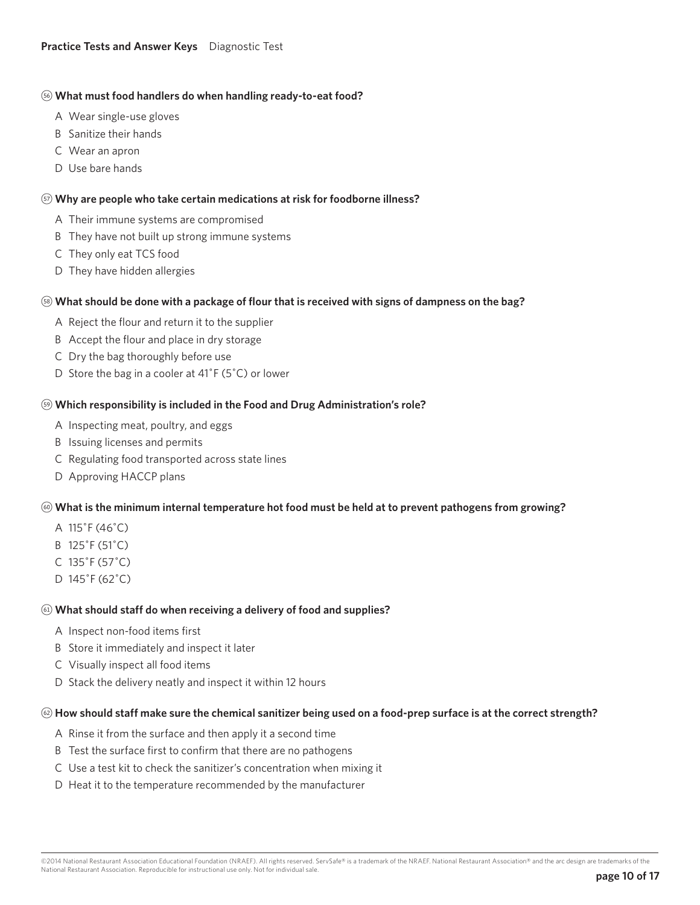56. **What must food handlers do when handling ready-to-eat food?**

   A Wear single-use gloves
   B Sanitize their hands
   C Wear an apron
   D Use bare hands

57. **Why are people who take certain medications at risk for foodborne illness?**

   A Their immune systems are compromised
   B They have not built up strong immune systems
   C They only eat TCS food
   D They have hidden allergies

58. **What should be done with a package of flour that is received with signs of dampness on the bag?**

   A Reject the flour and return it to the supplier
   B Accept the flour and place in dry storage
   C Dry the bag thoroughly before use
   D Store the bag in a cooler at 41˚F (5˚C) or lower

59. **Which responsibility is included in the Food and Drug Administration's role?**

   A Inspecting meat, poultry, and eggs
   B Issuing licenses and permits
   C Regulating food transported across state lines
   D Approving HACCP plans

60. **What is the minimum internal temperature hot food must be held at to prevent pathogens from growing?**

   A 115˚F (46˚C)
   B 125˚F (51˚C)
   C 135˚F (57˚C)
   D 145˚F (62˚C)

61. **What should staff do when receiving a delivery of food and supplies?**

   A Inspect non-food items first
   B Store it immediately and inspect it later
   C Visually inspect all food items
   D Stack the delivery neatly and inspect it within 12 hours

62. **How should staff make sure the chemical sanitizer being used on a food-prep surface is at the correct strength?**

   A Rinse it from the surface and then apply it a second time
   B Test the surface first to confirm that there are no pathogens
   C Use a test kit to check the sanitizer's concentration when mixing it
   D Heat it to the temperature recommended by the manufacturer

©2014 National Restaurant Association Educational Foundation (NRAEF). All rights reserved. ServSafe® is a trademark of the NRAEF. National Restaurant Association® and the arc design are trademarks of the National Restaurant Association. Reproducible for instructional use only. Not for individual sale.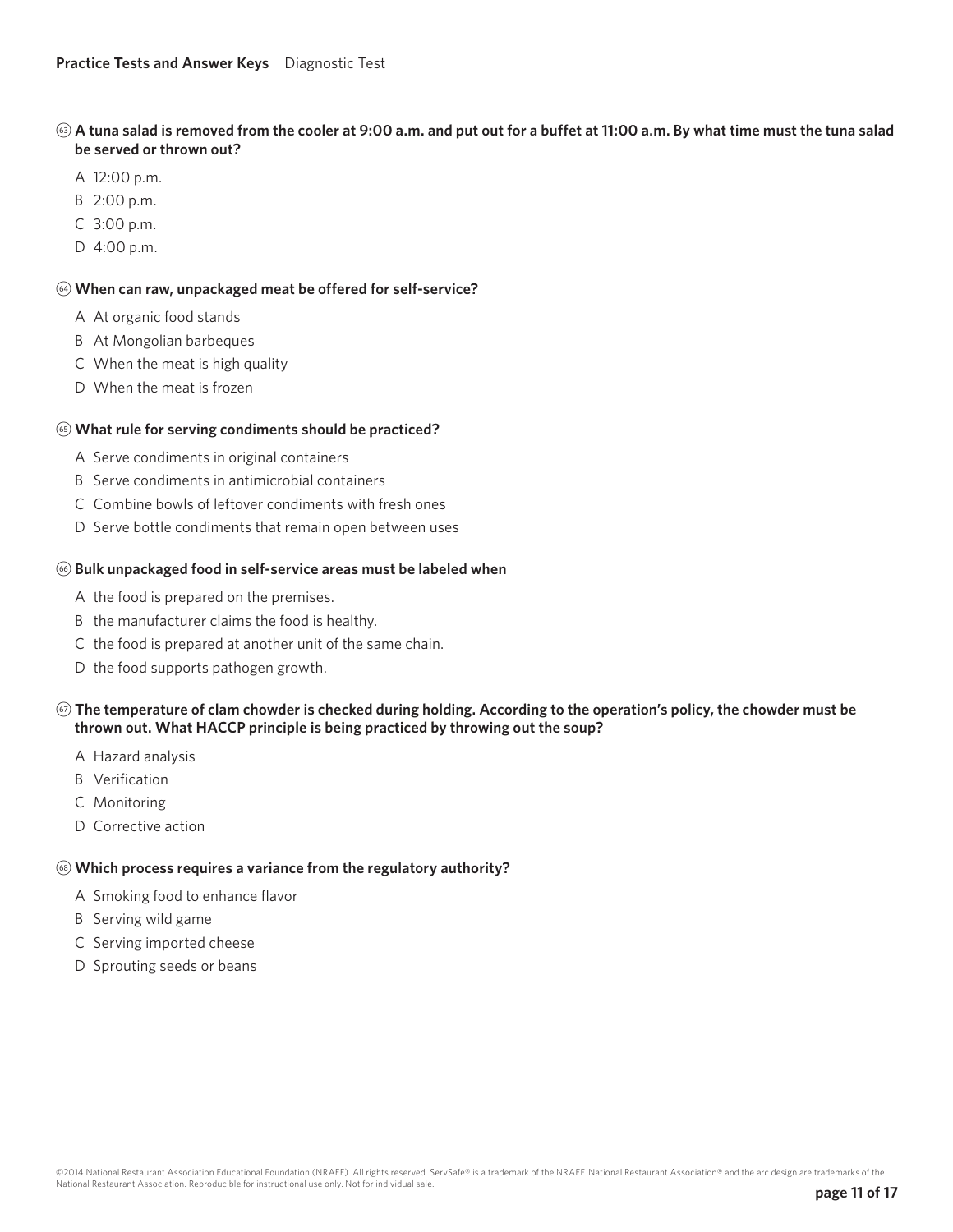63. **A tuna salad is removed from the cooler at 9:00 a.m. and put out for a buffet at 11:00 a.m. By what time must the tuna salad be served or thrown out?**
   - A 12:00 p.m.
   - B 2:00 p.m.
   - C 3:00 p.m.
   - D 4:00 p.m.

64. **When can raw, unpackaged meat be offered for self-service?**
   - A At organic food stands
   - B At Mongolian barbeques
   - C When the meat is high quality
   - D When the meat is frozen

65. **What rule for serving condiments should be practiced?**
   - A Serve condiments in original containers
   - B Serve condiments in antimicrobial containers
   - C Combine bowls of leftover condiments with fresh ones
   - D Serve bottle condiments that remain open between uses

66. **Bulk unpackaged food in self-service areas must be labeled when**
   - A the food is prepared on the premises.
   - B the manufacturer claims the food is healthy.
   - C the food is prepared at another unit of the same chain.
   - D the food supports pathogen growth.

67. **The temperature of clam chowder is checked during holding. According to the operation's policy, the chowder must be thrown out. What HACCP principle is being practiced by throwing out the soup?**
   - A Hazard analysis
   - B Verification
   - C Monitoring
   - D Corrective action

68. **Which process requires a variance from the regulatory authority?**
   - A Smoking food to enhance flavor
   - B Serving wild game
   - C Serving imported cheese
   - D Sprouting seeds or beans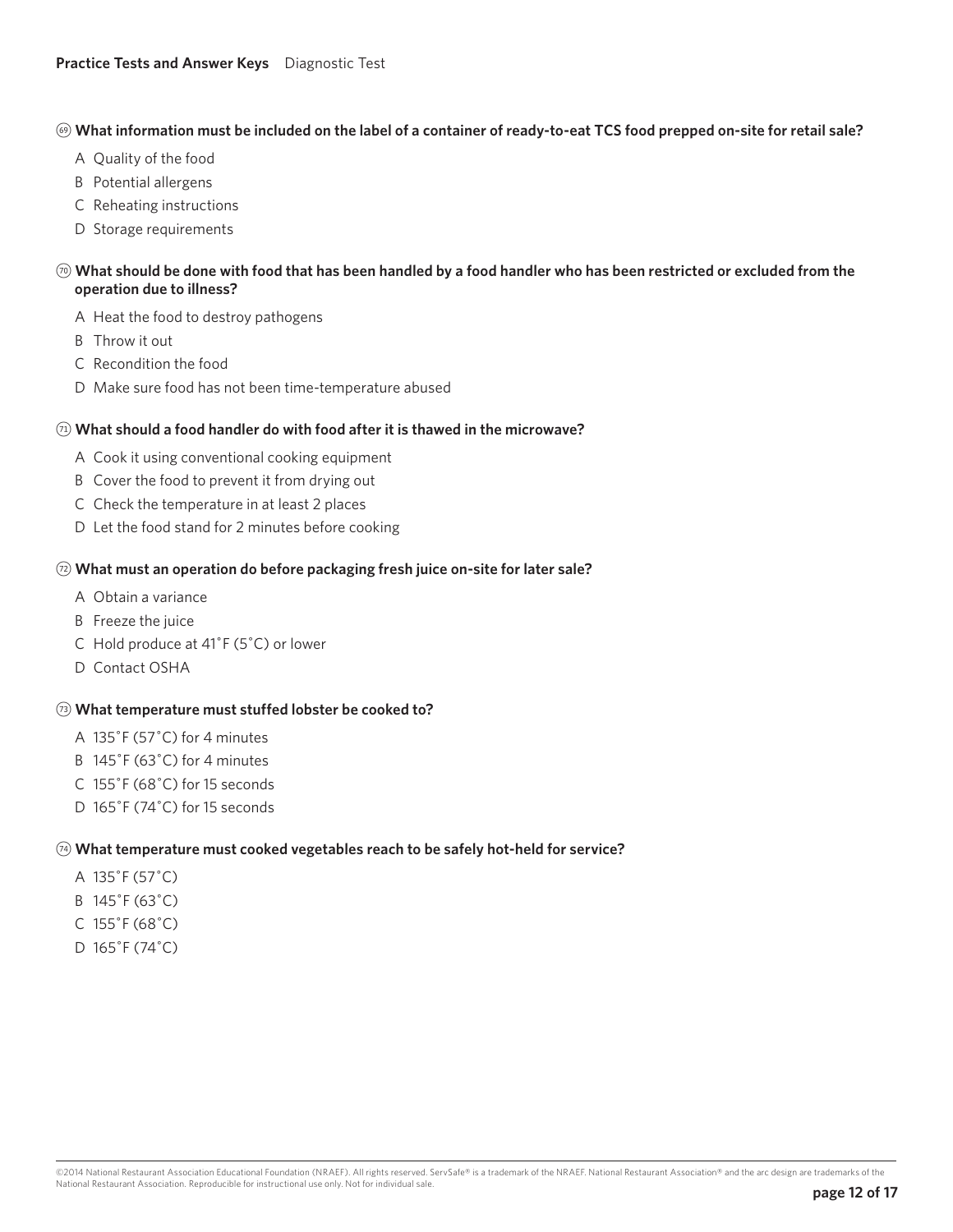69. **What information must be included on the label of a container of ready-to-eat TCS food prepped on-site for retail sale?**

   A Quality of the food
   B Potential allergens
   C Reheating instructions
   D Storage requirements

70. **What should be done with food that has been handled by a food handler who has been restricted or excluded from the operation due to illness?**

   A Heat the food to destroy pathogens
   B Throw it out
   C Recondition the food
   D Make sure food has not been time-temperature abused

71. **What should a food handler do with food after it is thawed in the microwave?**

   A Cook it using conventional cooking equipment
   B Cover the food to prevent it from drying out
   C Check the temperature in at least 2 places
   D Let the food stand for 2 minutes before cooking

72. **What must an operation do before packaging fresh juice on-site for later sale?**

   A Obtain a variance
   B Freeze the juice
   C Hold produce at 41˚F (5˚C) or lower
   D Contact OSHA

73. **What temperature must stuffed lobster be cooked to?**

   A 135˚F (57˚C) for 4 minutes
   B 145˚F (63˚C) for 4 minutes
   C 155˚F (68˚C) for 15 seconds
   D 165˚F (74˚C) for 15 seconds

74. **What temperature must cooked vegetables reach to be safely hot-held for service?**

   A 135˚F (57˚C)
   B 145˚F (63˚C)
   C 155˚F (68˚C)
   D 165˚F (74˚C)

©2014 National Restaurant Association Educational Foundation (NRAEF). All rights reserved. ServSafe® is a trademark of the NRAEF. National Restaurant Association® and the arc design are trademarks of the National Restaurant Association. Reproducible for instructional use only. Not for individual sale.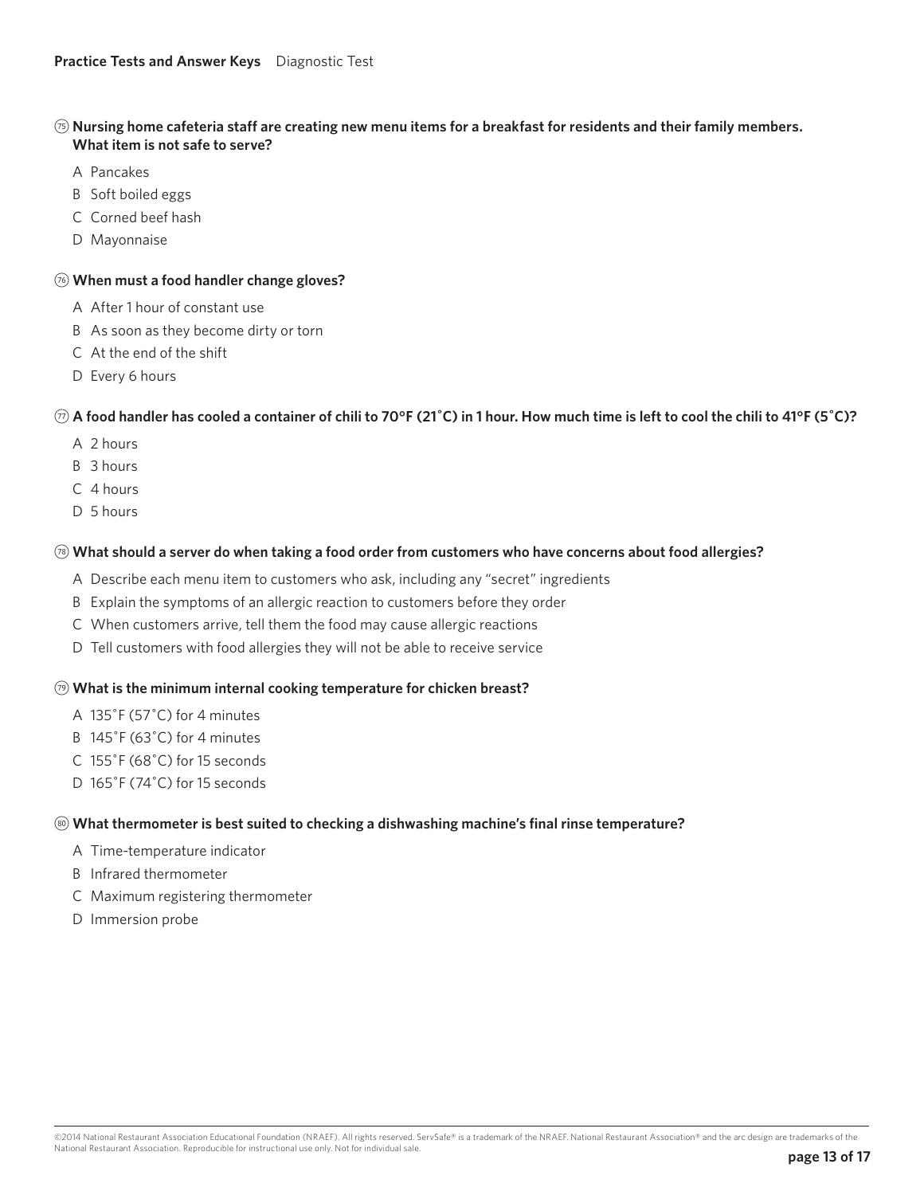75. **Nursing home cafeteria staff are creating new menu items for a breakfast for residents and their family members. What item is not safe to serve?**

   A Pancakes
   B Soft boiled eggs
   C Corned beef hash
   D Mayonnaise

76. **When must a food handler change gloves?**

   A After 1 hour of constant use
   B As soon as they become dirty or torn
   C At the end of the shift
   D Every 6 hours

77. **A food handler has cooled a container of chili to 70°F (21˚C) in 1 hour. How much time is left to cool the chili to 41°F (5˚C)?**

   A 2 hours
   B 3 hours
   C 4 hours
   D 5 hours

78. **What should a server do when taking a food order from customers who have concerns about food allergies?**

   A Describe each menu item to customers who ask, including any "secret" ingredients
   B Explain the symptoms of an allergic reaction to customers before they order
   C When customers arrive, tell them the food may cause allergic reactions
   D Tell customers with food allergies they will not be able to receive service

79. **What is the minimum internal cooking temperature for chicken breast?**

   A 135˚F (57˚C) for 4 minutes
   B 145˚F (63˚C) for 4 minutes
   C 155˚F (68˚C) for 15 seconds
   D 165˚F (74˚C) for 15 seconds

80. **What thermometer is best suited to checking a dishwashing machine's final rinse temperature?**

   A Time-temperature indicator
   B Infrared thermometer
   C Maximum registering thermometer
   D Immersion probe

©2014 National Restaurant Association Educational Foundation (NRAEF). All rights reserved. ServSafe® is a trademark of the NRAEF. National Restaurant Association® and the arc design are trademarks of the National Restaurant Association. Reproducible for instructional use only. Not for individual sale.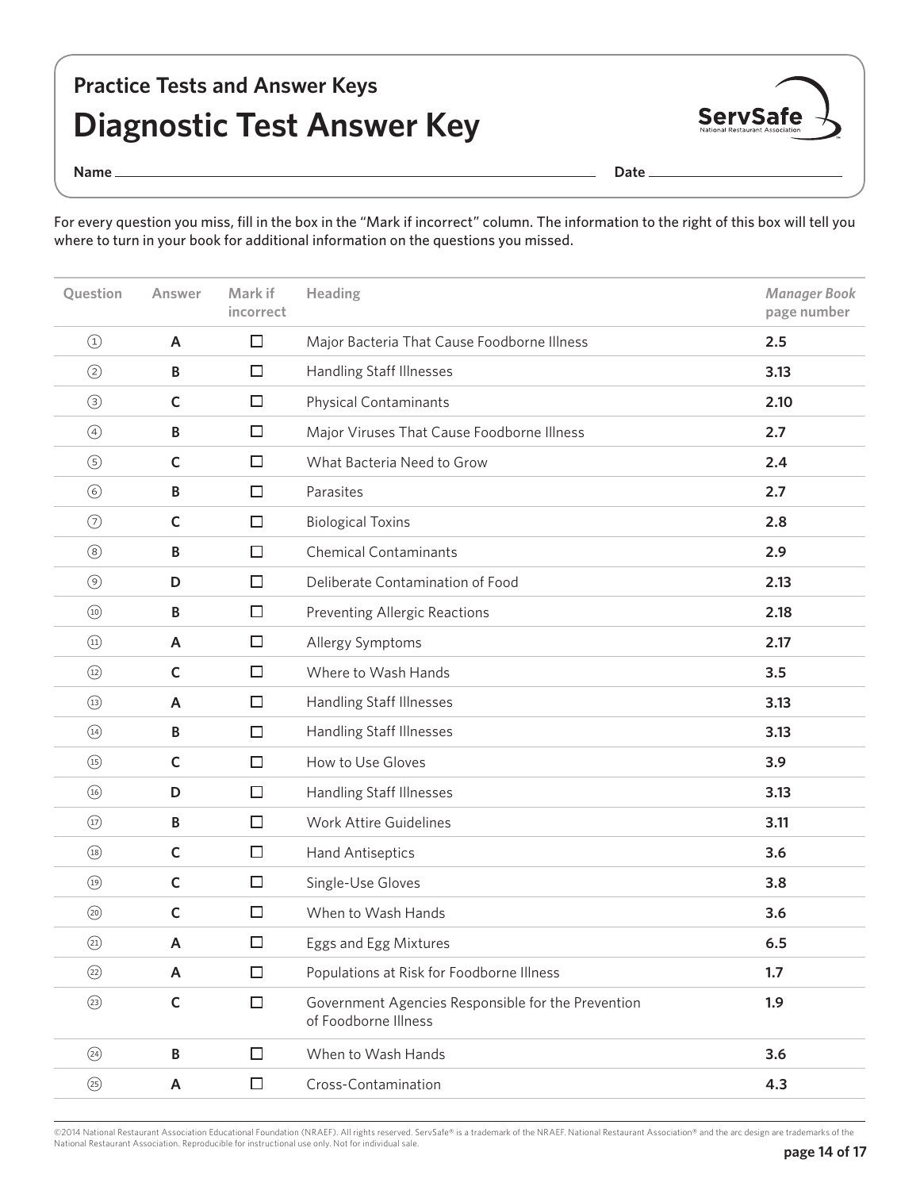## Practice Tests and Answer Keys

# Diagnostic Test Answer Key

Name ______________________ Date ______________

For every question you miss, fill in the box in the "Mark if incorrect" column. The information to the right of this box will tell you where to turn in your book for additional information on the questions you missed.

| Question | Answer | Mark if incorrect | Heading | *Manager Book* page number |
|---|---|---|---|---|
| 1 | **A** | ☐ | Major Bacteria That Cause Foodborne Illness | **2.5** |
| 2 | **B** | ☐ | Handling Staff Illnesses | **3.13** |
| 3 | **C** | ☐ | Physical Contaminants | **2.10** |
| 4 | **B** | ☐ | Major Viruses That Cause Foodborne Illness | **2.7** |
| 5 | **C** | ☐ | What Bacteria Need to Grow | **2.4** |
| 6 | **B** | ☐ | Parasites | **2.7** |
| 7 | **C** | ☐ | Biological Toxins | **2.8** |
| 8 | **B** | ☐ | Chemical Contaminants | **2.9** |
| 9 | **D** | ☐ | Deliberate Contamination of Food | **2.13** |
| 10 | **B** | ☐ | Preventing Allergic Reactions | **2.18** |
| 11 | **A** | ☐ | Allergy Symptoms | **2.17** |
| 12 | **C** | ☐ | Where to Wash Hands | **3.5** |
| 13 | **A** | ☐ | Handling Staff Illnesses | **3.13** |
| 14 | **B** | ☐ | Handling Staff Illnesses | **3.13** |
| 15 | **C** | ☐ | How to Use Gloves | **3.9** |
| 16 | **D** | ☐ | Handling Staff Illnesses | **3.13** |
| 17 | **B** | ☐ | Work Attire Guidelines | **3.11** |
| 18 | **C** | ☐ | Hand Antiseptics | **3.6** |
| 19 | **C** | ☐ | Single-Use Gloves | **3.8** |
| 20 | **C** | ☐ | When to Wash Hands | **3.6** |
| 21 | **A** | ☐ | Eggs and Egg Mixtures | **6.5** |
| 22 | **A** | ☐ | Populations at Risk for Foodborne Illness | **1.7** |
| 23 | **C** | ☐ | Government Agencies Responsible for the Prevention of Foodborne Illness | **1.9** |
| 24 | **B** | ☐ | When to Wash Hands | **3.6** |
| 25 | **A** | ☐ | Cross-Contamination | **4.3** |

©2014 National Restaurant Association Educational Foundation (NRAEF). All rights reserved. ServSafe® is a trademark of the NRAEF. National Restaurant Association® and the arc design are trademarks of the National Restaurant Association. Reproducible for instructional use only. Not for individual sale.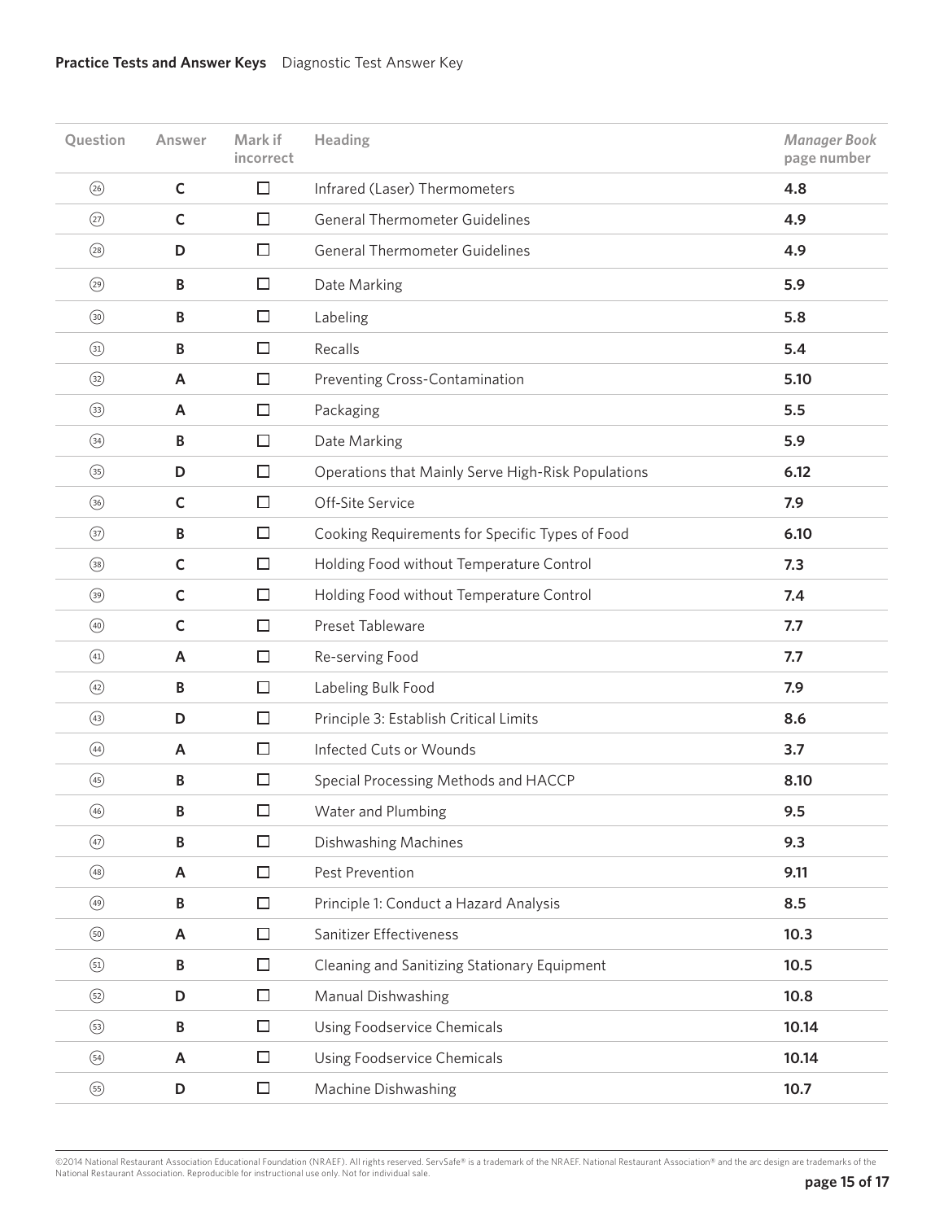| Question | Answer | Mark if incorrect | Heading | *Manager Book* page number |
|---|---|---|---|---|
| 26 | **C** | ☐ | Infrared (Laser) Thermometers | **4.8** |
| 27 | **C** | ☐ | General Thermometer Guidelines | **4.9** |
| 28 | **D** | ☐ | General Thermometer Guidelines | **4.9** |
| 29 | **B** | ☐ | Date Marking | **5.9** |
| 30 | **B** | ☐ | Labeling | **5.8** |
| 31 | **B** | ☐ | Recalls | **5.4** |
| 32 | **A** | ☐ | Preventing Cross-Contamination | **5.10** |
| 33 | **A** | ☐ | Packaging | **5.5** |
| 34 | **B** | ☐ | Date Marking | **5.9** |
| 35 | **D** | ☐ | Operations that Mainly Serve High-Risk Populations | **6.12** |
| 36 | **C** | ☐ | Off-Site Service | **7.9** |
| 37 | **B** | ☐ | Cooking Requirements for Specific Types of Food | **6.10** |
| 38 | **C** | ☐ | Holding Food without Temperature Control | **7.3** |
| 39 | **C** | ☐ | Holding Food without Temperature Control | **7.4** |
| 40 | **C** | ☐ | Preset Tableware | **7.7** |
| 41 | **A** | ☐ | Re-serving Food | **7.7** |
| 42 | **B** | ☐ | Labeling Bulk Food | **7.9** |
| 43 | **D** | ☐ | Principle 3: Establish Critical Limits | **8.6** |
| 44 | **A** | ☐ | Infected Cuts or Wounds | **3.7** |
| 45 | **B** | ☐ | Special Processing Methods and HACCP | **8.10** |
| 46 | **B** | ☐ | Water and Plumbing | **9.5** |
| 47 | **B** | ☐ | Dishwashing Machines | **9.3** |
| 48 | **A** | ☐ | Pest Prevention | **9.11** |
| 49 | **B** | ☐ | Principle 1: Conduct a Hazard Analysis | **8.5** |
| 50 | **A** | ☐ | Sanitizer Effectiveness | **10.3** |
| 51 | **B** | ☐ | Cleaning and Sanitizing Stationary Equipment | **10.5** |
| 52 | **D** | ☐ | Manual Dishwashing | **10.8** |
| 53 | **B** | ☐ | Using Foodservice Chemicals | **10.14** |
| 54 | **A** | ☐ | Using Foodservice Chemicals | **10.14** |
| 55 | **D** | ☐ | Machine Dishwashing | **10.7** |

©2014 National Restaurant Association Educational Foundation (NRAEF). All rights reserved. ServSafe® is a trademark of the NRAEF. National Restaurant Association® and the arc design are trademarks of the National Restaurant Association. Reproducible for instructional use only. Not for individual sale.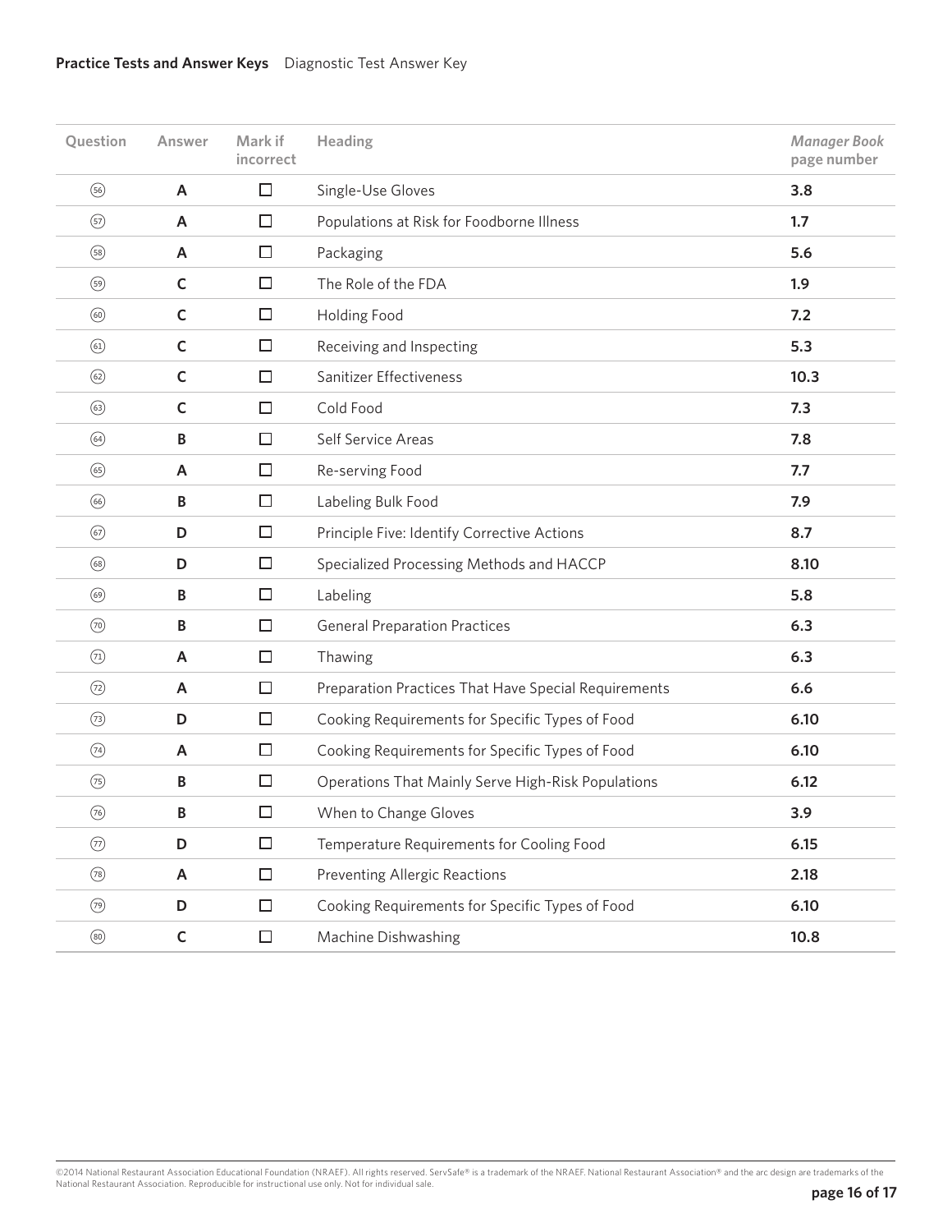| Question | Answer | Mark if incorrect | Heading | *Manager Book* page number |
|---|---|---|---|---|
| 56 | **A** | ☐ | Single-Use Gloves | **3.8** |
| 57 | **A** | ☐ | Populations at Risk for Foodborne Illness | **1.7** |
| 58 | **A** | ☐ | Packaging | **5.6** |
| 59 | **C** | ☐ | The Role of the FDA | **1.9** |
| 60 | **C** | ☐ | Holding Food | **7.2** |
| 61 | **C** | ☐ | Receiving and Inspecting | **5.3** |
| 62 | **C** | ☐ | Sanitizer Effectiveness | **10.3** |
| 63 | **C** | ☐ | Cold Food | **7.3** |
| 64 | **B** | ☐ | Self Service Areas | **7.8** |
| 65 | **A** | ☐ | Re-serving Food | **7.7** |
| 66 | **B** | ☐ | Labeling Bulk Food | **7.9** |
| 67 | **D** | ☐ | Principle Five: Identify Corrective Actions | **8.7** |
| 68 | **D** | ☐ | Specialized Processing Methods and HACCP | **8.10** |
| 69 | **B** | ☐ | Labeling | **5.8** |
| 70 | **B** | ☐ | General Preparation Practices | **6.3** |
| 71 | **A** | ☐ | Thawing | **6.3** |
| 72 | **A** | ☐ | Preparation Practices That Have Special Requirements | **6.6** |
| 73 | **D** | ☐ | Cooking Requirements for Specific Types of Food | **6.10** |
| 74 | **A** | ☐ | Cooking Requirements for Specific Types of Food | **6.10** |
| 75 | **B** | ☐ | Operations That Mainly Serve High-Risk Populations | **6.12** |
| 76 | **B** | ☐ | When to Change Gloves | **3.9** |
| 77 | **D** | ☐ | Temperature Requirements for Cooling Food | **6.15** |
| 78 | **A** | ☐ | Preventing Allergic Reactions | **2.18** |
| 79 | **D** | ☐ | Cooking Requirements for Specific Types of Food | **6.10** |
| 80 | **C** | ☐ | Machine Dishwashing | **10.8** |

©2014 National Restaurant Association Educational Foundation (NRAEF). All rights reserved. ServSafe® is a trademark of the NRAEF. National Restaurant Association® and the arc design are trademarks of the National Restaurant Association. Reproducible for instructional use only. Not for individual sale.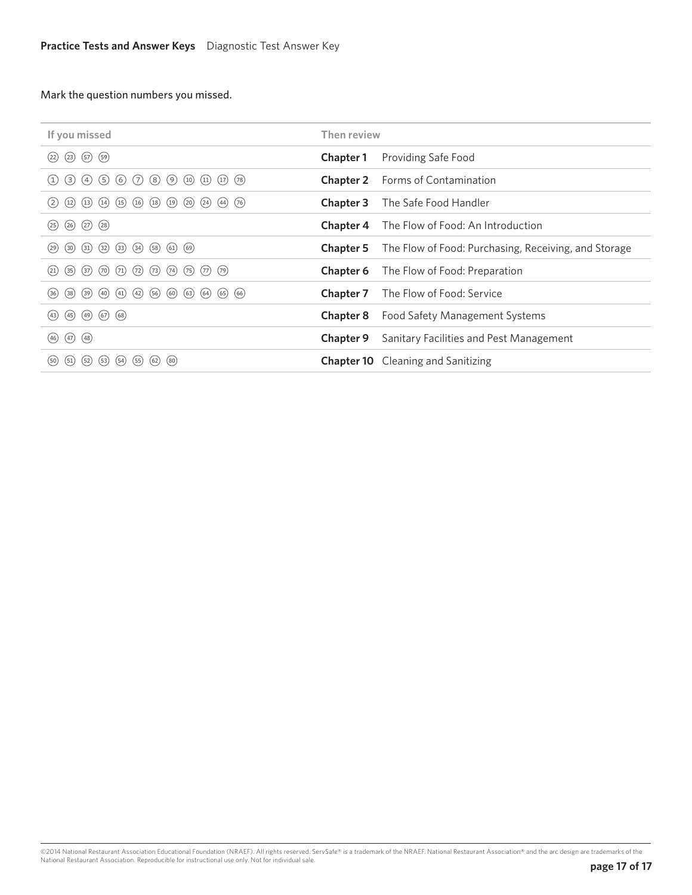Mark the question numbers you missed.

| If you missed | Then review | |
|---|---|---|
| 22 23 57 59 | **Chapter 1** | Providing Safe Food |
| 1 3 4 5 6 7 8 9 10 11 17 78 | **Chapter 2** | Forms of Contamination |
| 2 12 13 14 15 16 18 19 20 24 44 76 | **Chapter 3** | The Safe Food Handler |
| 25 26 27 28 | **Chapter 4** | The Flow of Food: An Introduction |
| 29 30 31 32 33 34 58 61 69 | **Chapter 5** | The Flow of Food: Purchasing, Receiving, and Storage |
| 21 35 37 70 71 72 73 74 75 77 79 | **Chapter 6** | The Flow of Food: Preparation |
| 36 38 39 40 41 42 56 60 63 64 65 66 | **Chapter 7** | The Flow of Food: Service |
| 43 45 49 67 68 | **Chapter 8** | Food Safety Management Systems |
| 46 47 48 | **Chapter 9** | Sanitary Facilities and Pest Management |
| 50 51 52 53 54 55 62 80 | **Chapter 10** | Cleaning and Sanitizing |

©2014 National Restaurant Association Educational Foundation (NRAEF). All rights reserved. ServSafe® is a trademark of the NRAEF. National Restaurant Association® and the arc design are trademarks of the National Restaurant Association. Reproducible for instructional use only. Not for individual sale.